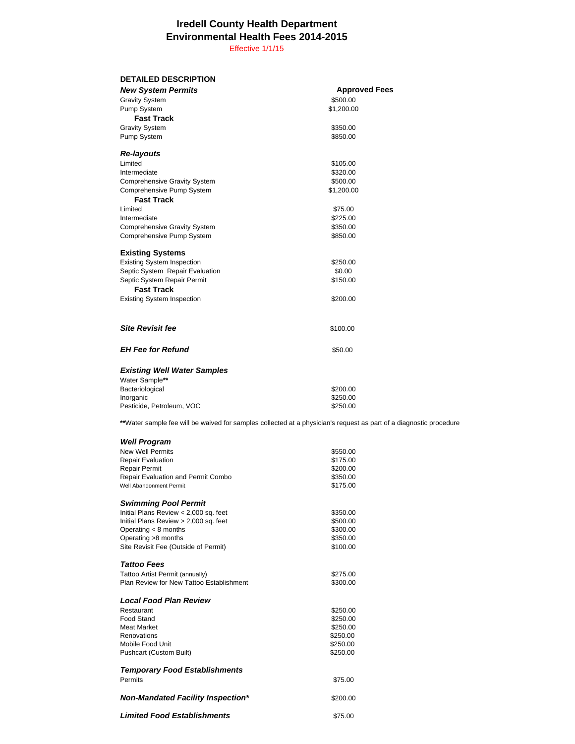# Iredell County Health Department
# Environmental Health Fees 2014-2015

Effective 1/1/15

**DETAILED DESCRIPTION**

| ***New System Permits*** | **Approved Fees** |
|---|---|
| Gravity System | $500.00 |
| Pump System | $1,200.00 |
| **Fast Track** | |
| Gravity System | $350.00 |
| Pump System | $850.00 |
| | |
| ***Re-layouts*** | |
| Limited | $105.00 |
| Intermediate | $320.00 |
| Comprehensive Gravity System | $500.00 |
| Comprehensive Pump System | $1,200.00 |
| **Fast Track** | |
| Limited | $75.00 |
| Intermediate | $225.00 |
| Comprehensive Gravity System | $350.00 |
| Comprehensive Pump System | $850.00 |
| | |
| **Existing Systems** | |
| Existing System Inspection | $250.00 |
| Septic System Repair Evaluation | $0.00 |
| Septic System Repair Permit | $150.00 |
| **Fast Track** | |
| Existing System Inspection | $200.00 |
| | |
| ***Site Revisit fee*** | $100.00 |
| | |
| ***EH Fee for Refund*** | $50.00 |
| | |
| ***Existing Well Water Samples*** | |
| Water Sample** | |
| Bacteriological | $200.00 |
| Inorganic | $250.00 |
| Pesticide, Petroleum, VOC | $250.00 |

**Water sample fee will be waived for samples collected at a physician's request as part of a diagnostic procedure

| ***Well Program*** | |
|---|---|
| New Well Permits | $550.00 |
| Repair Evaluation | $175.00 |
| Repair Permit | $200.00 |
| Repair Evaluation and Permit Combo | $350.00 |
| Well Abandonment Permit | $175.00 |
| | |
| ***Swimming Pool Permit*** | |
| Initial Plans Review < 2,000 sq. feet | $350.00 |
| Initial Plans Review > 2,000 sq. feet | $500.00 |
| Operating < 8 months | $300.00 |
| Operating >8 months | $350.00 |
| Site Revisit Fee (Outside of Permit) | $100.00 |
| | |
| ***Tattoo Fees*** | |
| Tattoo Artist Permit (annually) | $275.00 |
| Plan Review for New Tattoo Establishment | $300.00 |
| | |
| ***Local Food Plan Review*** | |
| Restaurant | $250.00 |
| Food Stand | $250.00 |
| Meat Market | $250.00 |
| Renovations | $250.00 |
| Mobile Food Unit | $250.00 |
| Pushcart (Custom Built) | $250.00 |
| | |
| ***Temporary Food Establishments*** | |
| Permits | $75.00 |
| | |
| ***Non-Mandated Facility Inspection**** | $200.00 |
| | |
| ***Limited Food Establishments*** | $75.00 |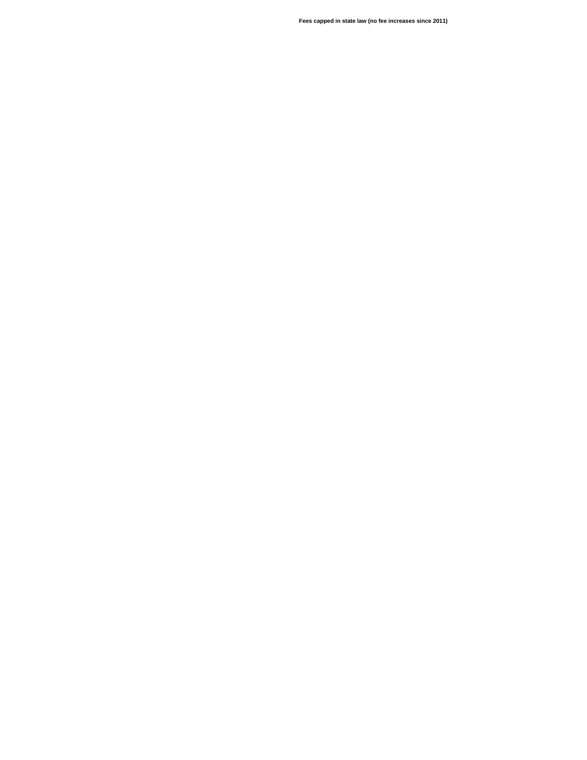**Fees capped in state law (no fee increases since 2011)**